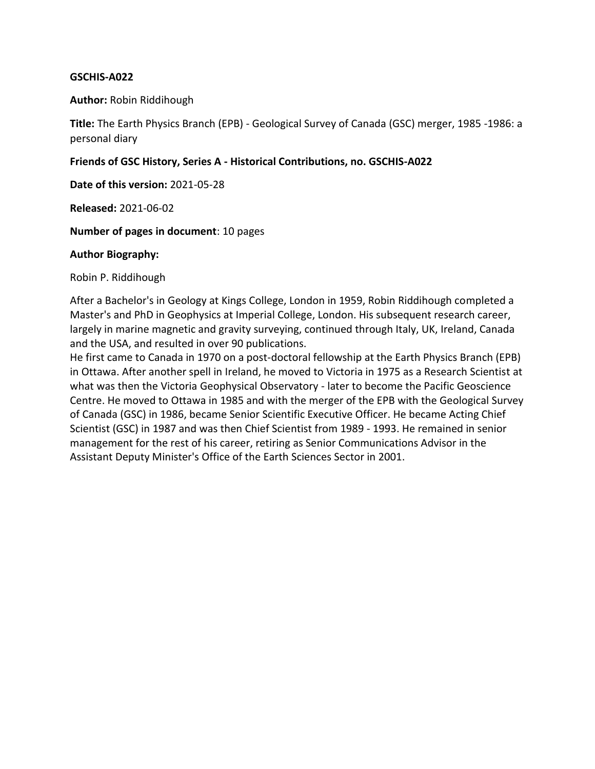**GSCHIS-A022**

**Author:** Robin Riddihough

**Title:** The Earth Physics Branch (EPB) - Geological Survey of Canada (GSC) merger, 1985 -1986: a personal diary

**Friends of GSC History, Series A - Historical Contributions, no. GSCHIS-A022**

**Date of this version:** 2021-05-28

**Released:** 2021-06-02

**Number of pages in document**: 10 pages

**Author Biography:**

Robin P. Riddihough

After a Bachelor's in Geology at Kings College, London in 1959, Robin Riddihough completed a Master's and PhD in Geophysics at Imperial College, London. His subsequent research career, largely in marine magnetic and gravity surveying, continued through Italy, UK, Ireland, Canada and the USA, and resulted in over 90 publications.
He first came to Canada in 1970 on a post-doctoral fellowship at the Earth Physics Branch (EPB) in Ottawa. After another spell in Ireland, he moved to Victoria in 1975 as a Research Scientist at what was then the Victoria Geophysical Observatory - later to become the Pacific Geoscience Centre. He moved to Ottawa in 1985 and with the merger of the EPB with the Geological Survey of Canada (GSC) in 1986, became Senior Scientific Executive Officer. He became Acting Chief Scientist (GSC) in 1987 and was then Chief Scientist from 1989 - 1993. He remained in senior management for the rest of his career, retiring as Senior Communications Advisor in the Assistant Deputy Minister's Office of the Earth Sciences Sector in 2001.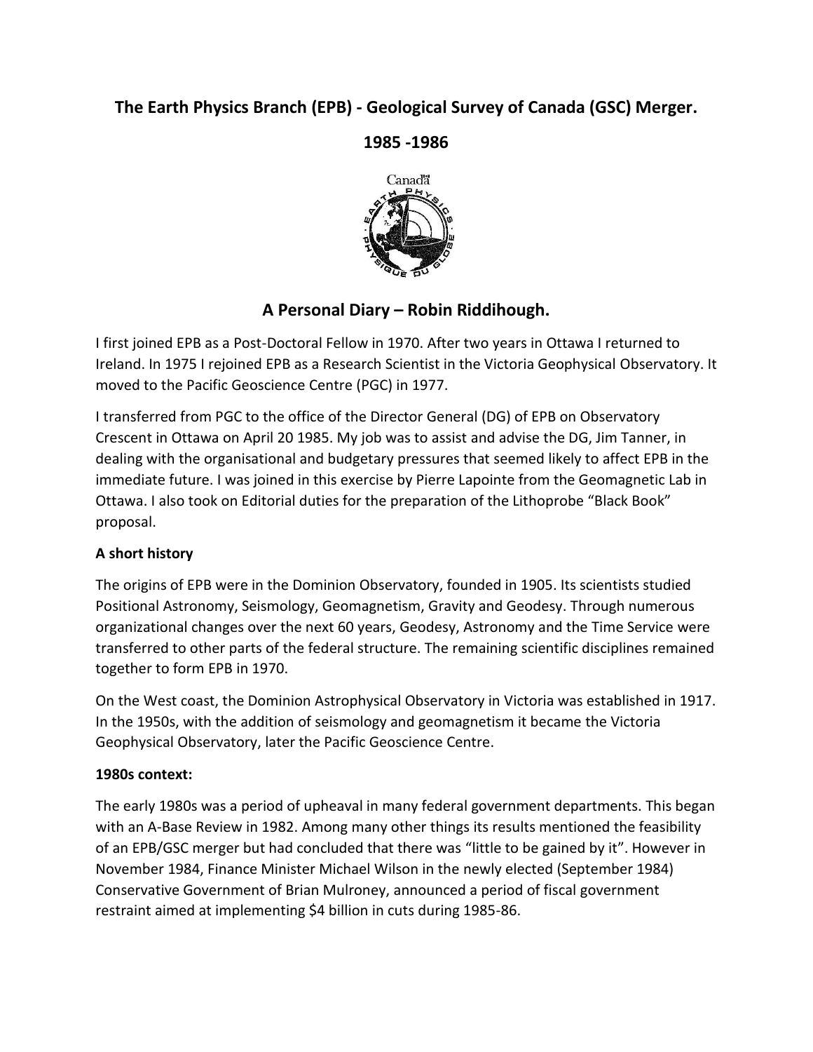# The Earth Physics Branch (EPB) - Geological Survey of Canada (GSC) Merger.

# 1985 -1986

## A Personal Diary – Robin Riddihough.

I first joined EPB as a Post-Doctoral Fellow in 1970. After two years in Ottawa I returned to Ireland. In 1975 I rejoined EPB as a Research Scientist in the Victoria Geophysical Observatory. It moved to the Pacific Geoscience Centre (PGC) in 1977.

I transferred from PGC to the office of the Director General (DG) of EPB on Observatory Crescent in Ottawa on April 20 1985. My job was to assist and advise the DG, Jim Tanner, in dealing with the organisational and budgetary pressures that seemed likely to affect EPB in the immediate future. I was joined in this exercise by Pierre Lapointe from the Geomagnetic Lab in Ottawa. I also took on Editorial duties for the preparation of the Lithoprobe "Black Book" proposal.

**A short history**

The origins of EPB were in the Dominion Observatory, founded in 1905. Its scientists studied Positional Astronomy, Seismology, Geomagnetism, Gravity and Geodesy. Through numerous organizational changes over the next 60 years, Geodesy, Astronomy and the Time Service were transferred to other parts of the federal structure. The remaining scientific disciplines remained together to form EPB in 1970.

On the West coast, the Dominion Astrophysical Observatory in Victoria was established in 1917. In the 1950s, with the addition of seismology and geomagnetism it became the Victoria Geophysical Observatory, later the Pacific Geoscience Centre.

**1980s context:**

The early 1980s was a period of upheaval in many federal government departments. This began with an A-Base Review in 1982. Among many other things its results mentioned the feasibility of an EPB/GSC merger but had concluded that there was "little to be gained by it". However in November 1984, Finance Minister Michael Wilson in the newly elected (September 1984) Conservative Government of Brian Mulroney, announced a period of fiscal government restraint aimed at implementing $4 billion in cuts during 1985-86.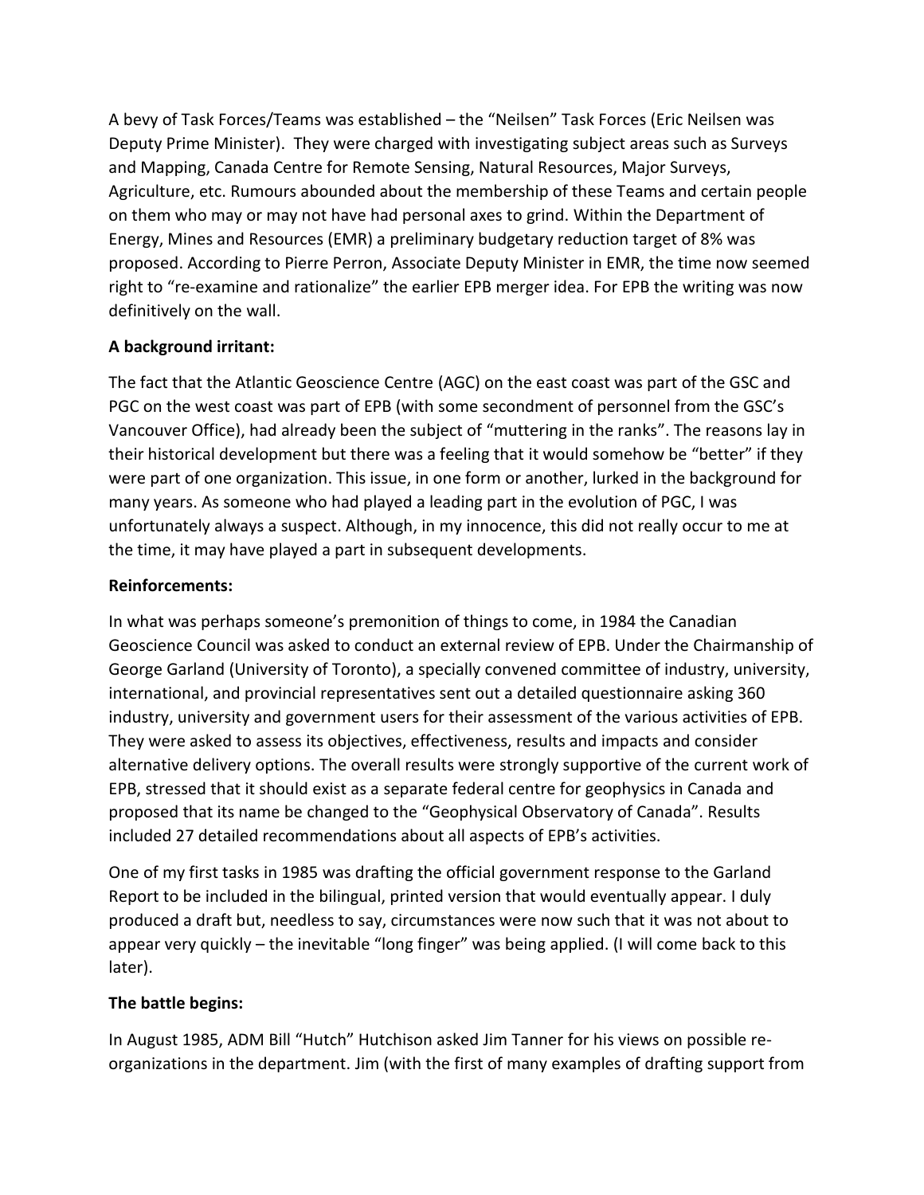A bevy of Task Forces/Teams was established – the "Neilsen" Task Forces (Eric Neilsen was Deputy Prime Minister). They were charged with investigating subject areas such as Surveys and Mapping, Canada Centre for Remote Sensing, Natural Resources, Major Surveys, Agriculture, etc. Rumours abounded about the membership of these Teams and certain people on them who may or may not have had personal axes to grind. Within the Department of Energy, Mines and Resources (EMR) a preliminary budgetary reduction target of 8% was proposed. According to Pierre Perron, Associate Deputy Minister in EMR, the time now seemed right to "re-examine and rationalize" the earlier EPB merger idea. For EPB the writing was now definitively on the wall.

**A background irritant:**

The fact that the Atlantic Geoscience Centre (AGC) on the east coast was part of the GSC and PGC on the west coast was part of EPB (with some secondment of personnel from the GSC's Vancouver Office), had already been the subject of "muttering in the ranks". The reasons lay in their historical development but there was a feeling that it would somehow be "better" if they were part of one organization. This issue, in one form or another, lurked in the background for many years. As someone who had played a leading part in the evolution of PGC, I was unfortunately always a suspect. Although, in my innocence, this did not really occur to me at the time, it may have played a part in subsequent developments.

**Reinforcements:**

In what was perhaps someone's premonition of things to come, in 1984 the Canadian Geoscience Council was asked to conduct an external review of EPB. Under the Chairmanship of George Garland (University of Toronto), a specially convened committee of industry, university, international, and provincial representatives sent out a detailed questionnaire asking 360 industry, university and government users for their assessment of the various activities of EPB. They were asked to assess its objectives, effectiveness, results and impacts and consider alternative delivery options. The overall results were strongly supportive of the current work of EPB, stressed that it should exist as a separate federal centre for geophysics in Canada and proposed that its name be changed to the "Geophysical Observatory of Canada". Results included 27 detailed recommendations about all aspects of EPB's activities.

One of my first tasks in 1985 was drafting the official government response to the Garland Report to be included in the bilingual, printed version that would eventually appear. I duly produced a draft but, needless to say, circumstances were now such that it was not about to appear very quickly – the inevitable "long finger" was being applied. (I will come back to this later).

**The battle begins:**

In August 1985, ADM Bill "Hutch" Hutchison asked Jim Tanner for his views on possible re-organizations in the department. Jim (with the first of many examples of drafting support from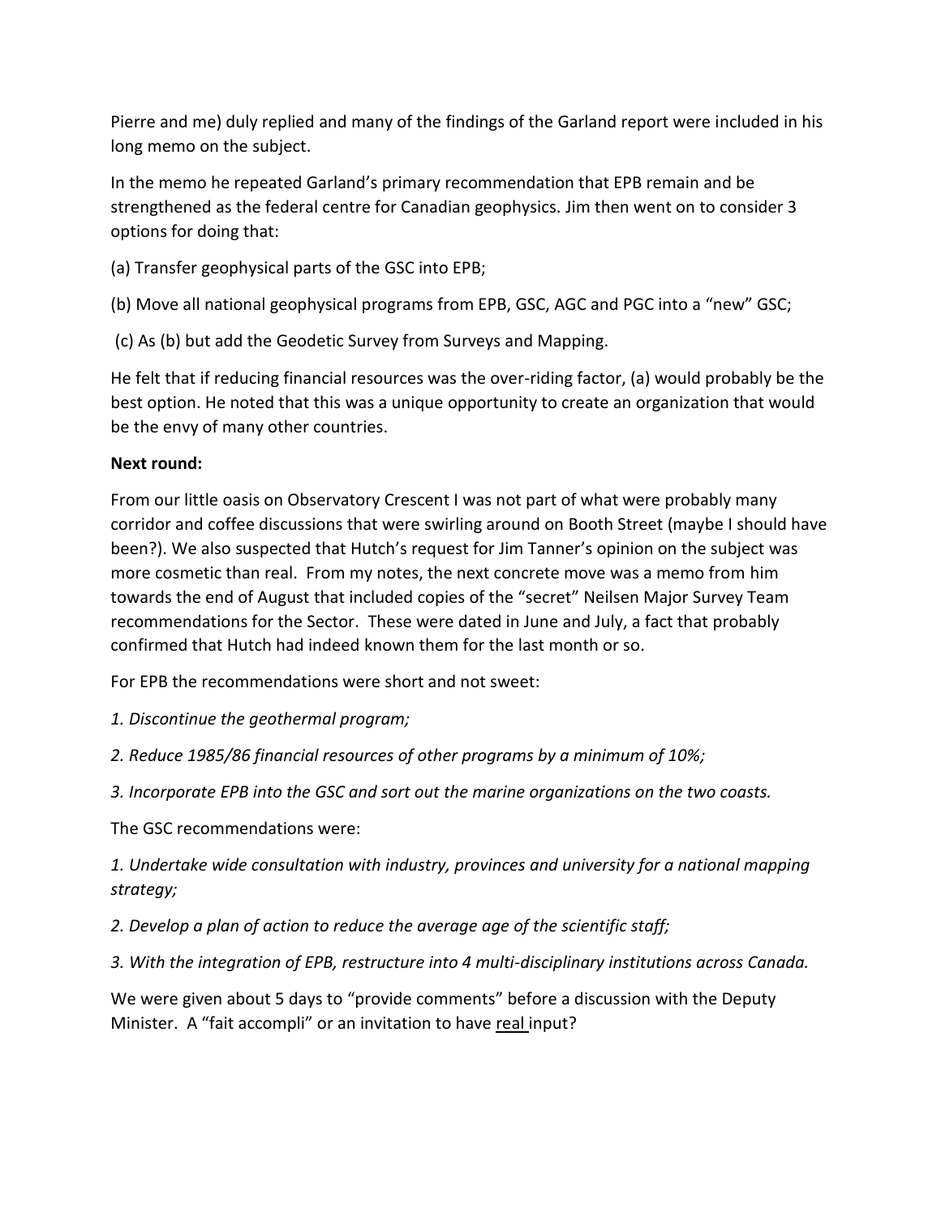Pierre and me) duly replied and many of the findings of the Garland report were included in his long memo on the subject.

In the memo he repeated Garland's primary recommendation that EPB remain and be strengthened as the federal centre for Canadian geophysics. Jim then went on to consider 3 options for doing that:

(a) Transfer geophysical parts of the GSC into EPB;

(b) Move all national geophysical programs from EPB, GSC, AGC and PGC into a "new" GSC;

(c) As (b) but add the Geodetic Survey from Surveys and Mapping.

He felt that if reducing financial resources was the over-riding factor, (a) would probably be the best option. He noted that this was a unique opportunity to create an organization that would be the envy of many other countries.

**Next round:**

From our little oasis on Observatory Crescent I was not part of what were probably many corridor and coffee discussions that were swirling around on Booth Street (maybe I should have been?). We also suspected that Hutch's request for Jim Tanner's opinion on the subject was more cosmetic than real. From my notes, the next concrete move was a memo from him towards the end of August that included copies of the "secret" Neilsen Major Survey Team recommendations for the Sector. These were dated in June and July, a fact that probably confirmed that Hutch had indeed known them for the last month or so.

For EPB the recommendations were short and not sweet:

*1. Discontinue the geothermal program;*

*2. Reduce 1985/86 financial resources of other programs by a minimum of 10%;*

*3. Incorporate EPB into the GSC and sort out the marine organizations on the two coasts.*

The GSC recommendations were:

*1. Undertake wide consultation with industry, provinces and university for a national mapping strategy;*

*2. Develop a plan of action to reduce the average age of the scientific staff;*

*3. With the integration of EPB, restructure into 4 multi-disciplinary institutions across Canada.*

We were given about 5 days to "provide comments" before a discussion with the Deputy Minister. A "fait accompli" or an invitation to have <u>real</u> input?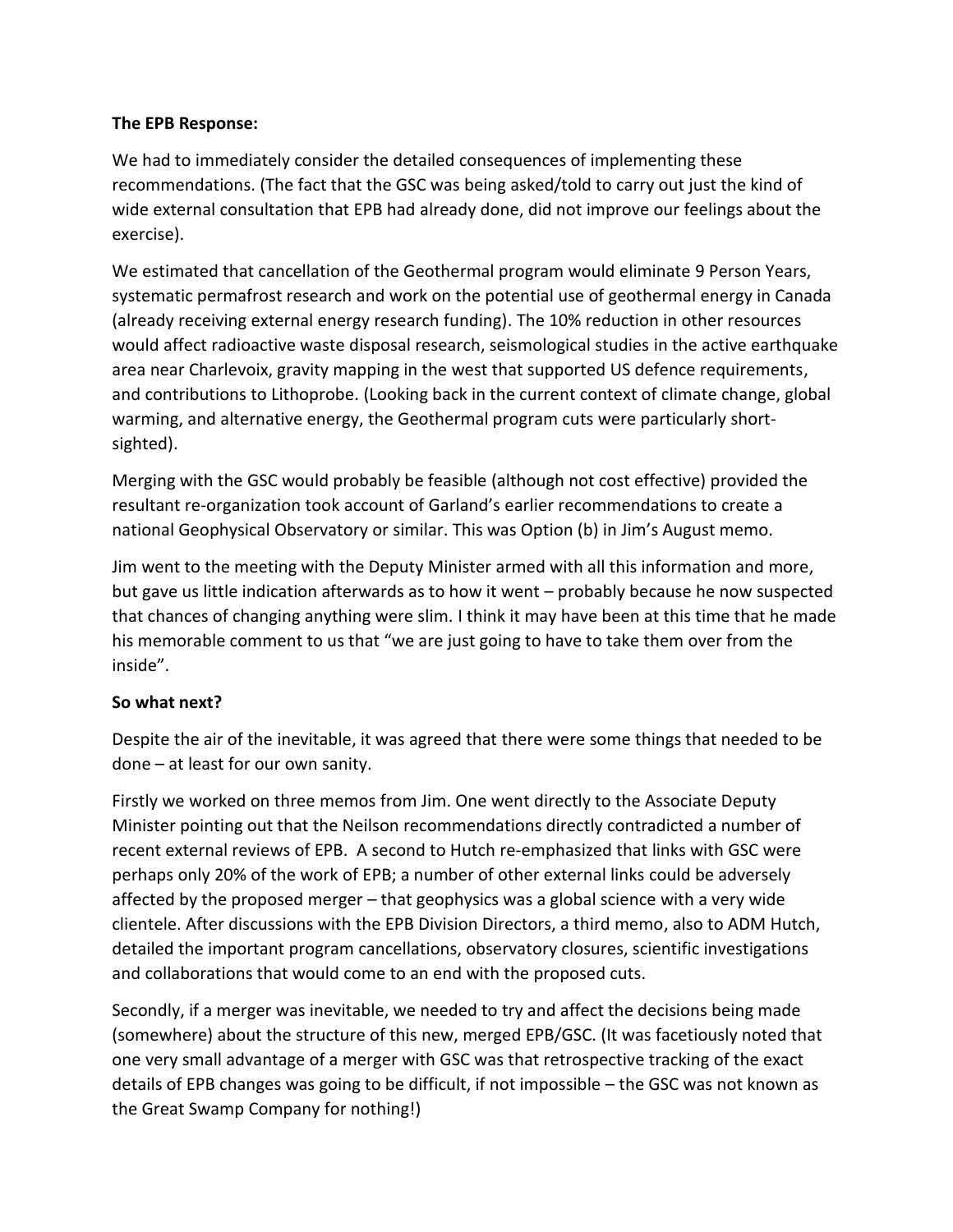**The EPB Response:**

We had to immediately consider the detailed consequences of implementing these recommendations. (The fact that the GSC was being asked/told to carry out just the kind of wide external consultation that EPB had already done, did not improve our feelings about the exercise).

We estimated that cancellation of the Geothermal program would eliminate 9 Person Years, systematic permafrost research and work on the potential use of geothermal energy in Canada (already receiving external energy research funding). The 10% reduction in other resources would affect radioactive waste disposal research, seismological studies in the active earthquake area near Charlevoix, gravity mapping in the west that supported US defence requirements, and contributions to Lithoprobe. (Looking back in the current context of climate change, global warming, and alternative energy, the Geothermal program cuts were particularly short-sighted).

Merging with the GSC would probably be feasible (although not cost effective) provided the resultant re-organization took account of Garland's earlier recommendations to create a national Geophysical Observatory or similar. This was Option (b) in Jim's August memo.

Jim went to the meeting with the Deputy Minister armed with all this information and more, but gave us little indication afterwards as to how it went – probably because he now suspected that chances of changing anything were slim. I think it may have been at this time that he made his memorable comment to us that "we are just going to have to take them over from the inside".

**So what next?**

Despite the air of the inevitable, it was agreed that there were some things that needed to be done – at least for our own sanity.

Firstly we worked on three memos from Jim. One went directly to the Associate Deputy Minister pointing out that the Neilson recommendations directly contradicted a number of recent external reviews of EPB. A second to Hutch re-emphasized that links with GSC were perhaps only 20% of the work of EPB; a number of other external links could be adversely affected by the proposed merger – that geophysics was a global science with a very wide clientele. After discussions with the EPB Division Directors, a third memo, also to ADM Hutch, detailed the important program cancellations, observatory closures, scientific investigations and collaborations that would come to an end with the proposed cuts.

Secondly, if a merger was inevitable, we needed to try and affect the decisions being made (somewhere) about the structure of this new, merged EPB/GSC. (It was facetiously noted that one very small advantage of a merger with GSC was that retrospective tracking of the exact details of EPB changes was going to be difficult, if not impossible – the GSC was not known as the Great Swamp Company for nothing!)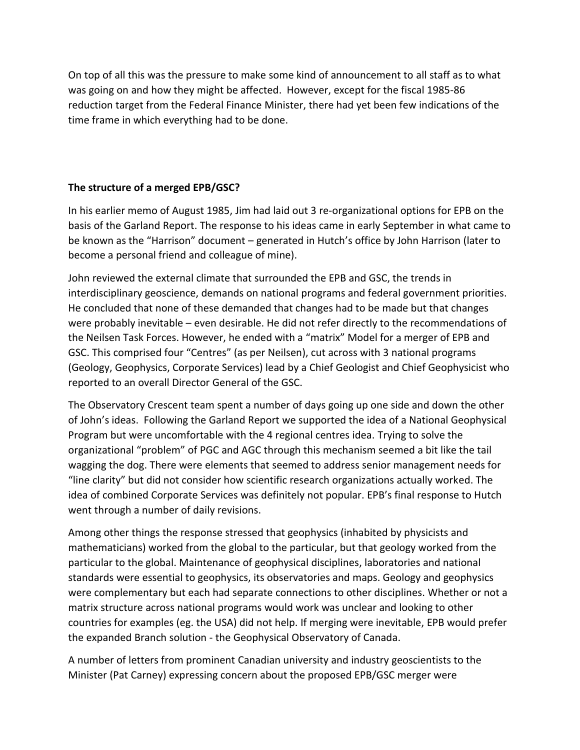On top of all this was the pressure to make some kind of announcement to all staff as to what was going on and how they might be affected. However, except for the fiscal 1985-86 reduction target from the Federal Finance Minister, there had yet been few indications of the time frame in which everything had to be done.

**The structure of a merged EPB/GSC?**

In his earlier memo of August 1985, Jim had laid out 3 re-organizational options for EPB on the basis of the Garland Report. The response to his ideas came in early September in what came to be known as the "Harrison" document – generated in Hutch's office by John Harrison (later to become a personal friend and colleague of mine).

John reviewed the external climate that surrounded the EPB and GSC, the trends in interdisciplinary geoscience, demands on national programs and federal government priorities. He concluded that none of these demanded that changes had to be made but that changes were probably inevitable – even desirable. He did not refer directly to the recommendations of the Neilsen Task Forces. However, he ended with a "matrix" Model for a merger of EPB and GSC. This comprised four "Centres" (as per Neilsen), cut across with 3 national programs (Geology, Geophysics, Corporate Services) lead by a Chief Geologist and Chief Geophysicist who reported to an overall Director General of the GSC.

The Observatory Crescent team spent a number of days going up one side and down the other of John's ideas. Following the Garland Report we supported the idea of a National Geophysical Program but were uncomfortable with the 4 regional centres idea. Trying to solve the organizational "problem" of PGC and AGC through this mechanism seemed a bit like the tail wagging the dog. There were elements that seemed to address senior management needs for "line clarity" but did not consider how scientific research organizations actually worked. The idea of combined Corporate Services was definitely not popular. EPB's final response to Hutch went through a number of daily revisions.

Among other things the response stressed that geophysics (inhabited by physicists and mathematicians) worked from the global to the particular, but that geology worked from the particular to the global. Maintenance of geophysical disciplines, laboratories and national standards were essential to geophysics, its observatories and maps. Geology and geophysics were complementary but each had separate connections to other disciplines. Whether or not a matrix structure across national programs would work was unclear and looking to other countries for examples (eg. the USA) did not help. If merging were inevitable, EPB would prefer the expanded Branch solution - the Geophysical Observatory of Canada.

A number of letters from prominent Canadian university and industry geoscientists to the Minister (Pat Carney) expressing concern about the proposed EPB/GSC merger were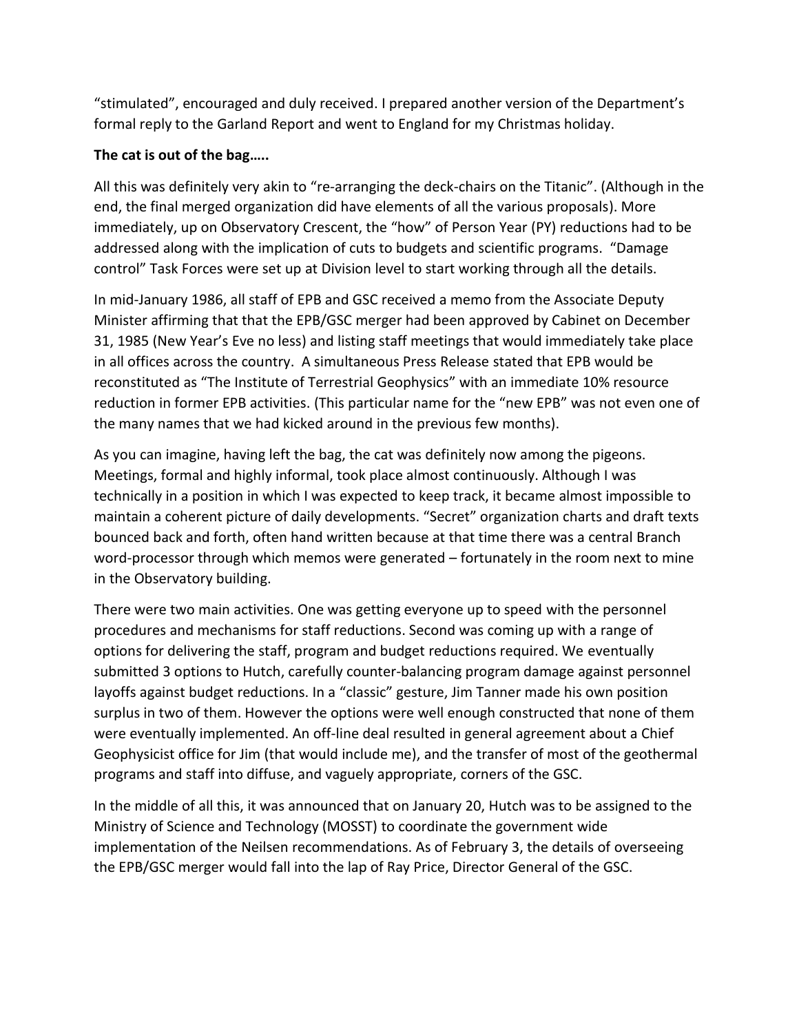"stimulated", encouraged and duly received. I prepared another version of the Department's formal reply to the Garland Report and went to England for my Christmas holiday.

**The cat is out of the bag…..**

All this was definitely very akin to "re-arranging the deck-chairs on the Titanic". (Although in the end, the final merged organization did have elements of all the various proposals). More immediately, up on Observatory Crescent, the "how" of Person Year (PY) reductions had to be addressed along with the implication of cuts to budgets and scientific programs. "Damage control" Task Forces were set up at Division level to start working through all the details.

In mid-January 1986, all staff of EPB and GSC received a memo from the Associate Deputy Minister affirming that that the EPB/GSC merger had been approved by Cabinet on December 31, 1985 (New Year's Eve no less) and listing staff meetings that would immediately take place in all offices across the country. A simultaneous Press Release stated that EPB would be reconstituted as "The Institute of Terrestrial Geophysics" with an immediate 10% resource reduction in former EPB activities. (This particular name for the "new EPB" was not even one of the many names that we had kicked around in the previous few months).

As you can imagine, having left the bag, the cat was definitely now among the pigeons. Meetings, formal and highly informal, took place almost continuously. Although I was technically in a position in which I was expected to keep track, it became almost impossible to maintain a coherent picture of daily developments. "Secret" organization charts and draft texts bounced back and forth, often hand written because at that time there was a central Branch word-processor through which memos were generated – fortunately in the room next to mine in the Observatory building.

There were two main activities. One was getting everyone up to speed with the personnel procedures and mechanisms for staff reductions. Second was coming up with a range of options for delivering the staff, program and budget reductions required. We eventually submitted 3 options to Hutch, carefully counter-balancing program damage against personnel layoffs against budget reductions. In a "classic" gesture, Jim Tanner made his own position surplus in two of them. However the options were well enough constructed that none of them were eventually implemented. An off-line deal resulted in general agreement about a Chief Geophysicist office for Jim (that would include me), and the transfer of most of the geothermal programs and staff into diffuse, and vaguely appropriate, corners of the GSC.

In the middle of all this, it was announced that on January 20, Hutch was to be assigned to the Ministry of Science and Technology (MOSST) to coordinate the government wide implementation of the Neilsen recommendations. As of February 3, the details of overseeing the EPB/GSC merger would fall into the lap of Ray Price, Director General of the GSC.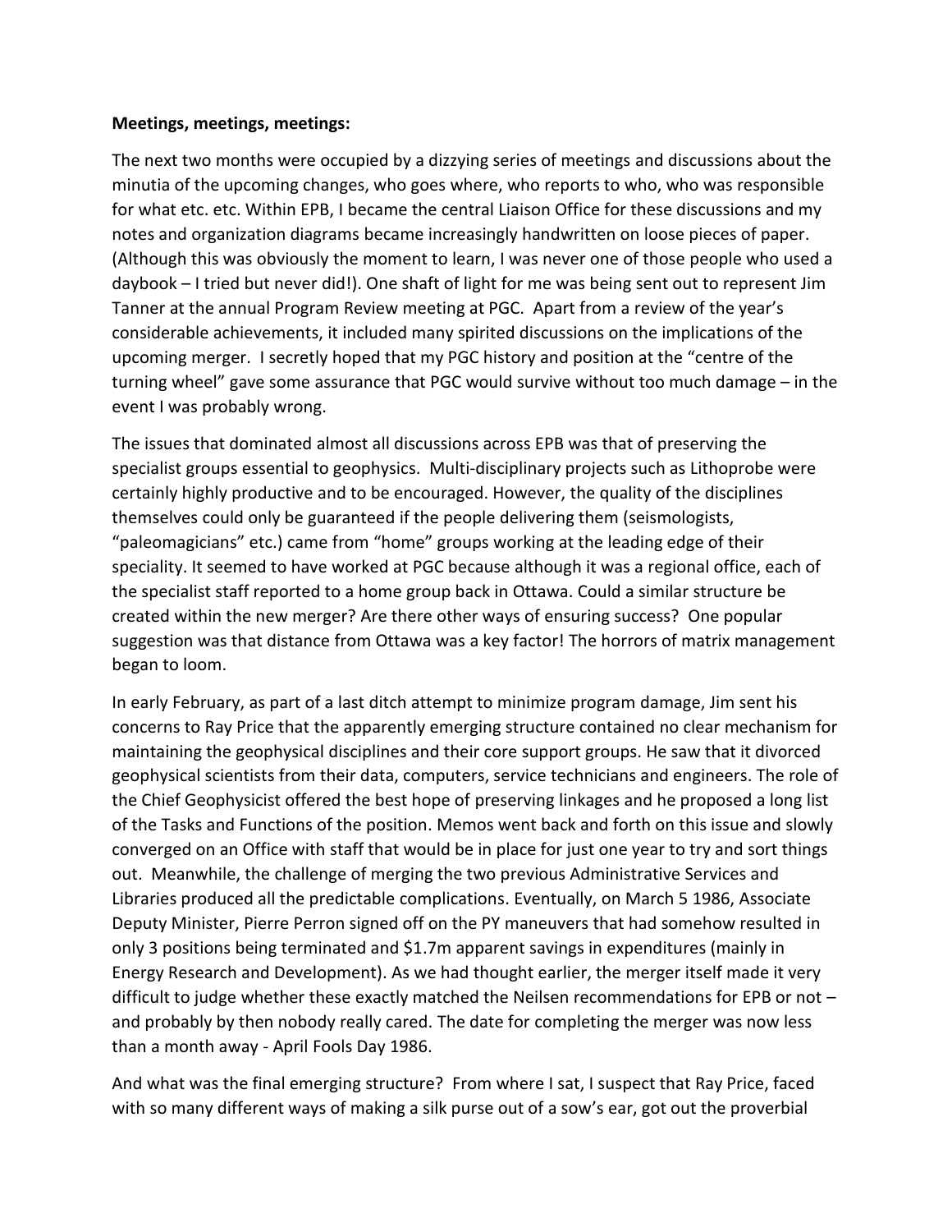**Meetings, meetings, meetings:**

The next two months were occupied by a dizzying series of meetings and discussions about the minutia of the upcoming changes, who goes where, who reports to who, who was responsible for what etc. etc. Within EPB, I became the central Liaison Office for these discussions and my notes and organization diagrams became increasingly handwritten on loose pieces of paper. (Although this was obviously the moment to learn, I was never one of those people who used a daybook – I tried but never did!). One shaft of light for me was being sent out to represent Jim Tanner at the annual Program Review meeting at PGC. Apart from a review of the year's considerable achievements, it included many spirited discussions on the implications of the upcoming merger. I secretly hoped that my PGC history and position at the "centre of the turning wheel" gave some assurance that PGC would survive without too much damage – in the event I was probably wrong.

The issues that dominated almost all discussions across EPB was that of preserving the specialist groups essential to geophysics. Multi-disciplinary projects such as Lithoprobe were certainly highly productive and to be encouraged. However, the quality of the disciplines themselves could only be guaranteed if the people delivering them (seismologists, "paleomagicians" etc.) came from "home" groups working at the leading edge of their speciality. It seemed to have worked at PGC because although it was a regional office, each of the specialist staff reported to a home group back in Ottawa. Could a similar structure be created within the new merger? Are there other ways of ensuring success? One popular suggestion was that distance from Ottawa was a key factor! The horrors of matrix management began to loom.

In early February, as part of a last ditch attempt to minimize program damage, Jim sent his concerns to Ray Price that the apparently emerging structure contained no clear mechanism for maintaining the geophysical disciplines and their core support groups. He saw that it divorced geophysical scientists from their data, computers, service technicians and engineers. The role of the Chief Geophysicist offered the best hope of preserving linkages and he proposed a long list of the Tasks and Functions of the position. Memos went back and forth on this issue and slowly converged on an Office with staff that would be in place for just one year to try and sort things out. Meanwhile, the challenge of merging the two previous Administrative Services and Libraries produced all the predictable complications. Eventually, on March 5 1986, Associate Deputy Minister, Pierre Perron signed off on the PY maneuvers that had somehow resulted in only 3 positions being terminated and $1.7m apparent savings in expenditures (mainly in Energy Research and Development). As we had thought earlier, the merger itself made it very difficult to judge whether these exactly matched the Neilsen recommendations for EPB or not – and probably by then nobody really cared. The date for completing the merger was now less than a month away - April Fools Day 1986.

And what was the final emerging structure? From where I sat, I suspect that Ray Price, faced with so many different ways of making a silk purse out of a sow's ear, got out the proverbial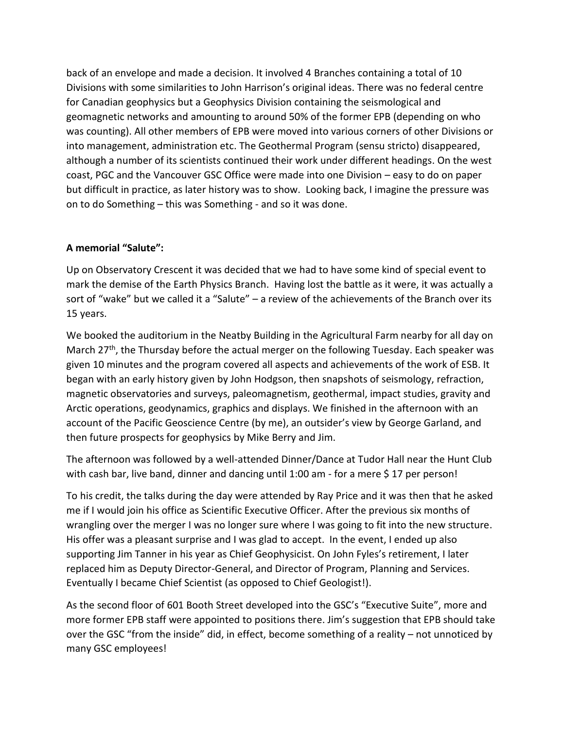back of an envelope and made a decision. It involved 4 Branches containing a total of 10 Divisions with some similarities to John Harrison's original ideas. There was no federal centre for Canadian geophysics but a Geophysics Division containing the seismological and geomagnetic networks and amounting to around 50% of the former EPB (depending on who was counting). All other members of EPB were moved into various corners of other Divisions or into management, administration etc. The Geothermal Program (sensu stricto) disappeared, although a number of its scientists continued their work under different headings. On the west coast, PGC and the Vancouver GSC Office were made into one Division – easy to do on paper but difficult in practice, as later history was to show. Looking back, I imagine the pressure was on to do Something – this was Something - and so it was done.

**A memorial "Salute":**

Up on Observatory Crescent it was decided that we had to have some kind of special event to mark the demise of the Earth Physics Branch. Having lost the battle as it were, it was actually a sort of "wake" but we called it a "Salute" – a review of the achievements of the Branch over its 15 years.

We booked the auditorium in the Neatby Building in the Agricultural Farm nearby for all day on March 27th, the Thursday before the actual merger on the following Tuesday. Each speaker was given 10 minutes and the program covered all aspects and achievements of the work of ESB. It began with an early history given by John Hodgson, then snapshots of seismology, refraction, magnetic observatories and surveys, paleomagnetism, geothermal, impact studies, gravity and Arctic operations, geodynamics, graphics and displays. We finished in the afternoon with an account of the Pacific Geoscience Centre (by me), an outsider's view by George Garland, and then future prospects for geophysics by Mike Berry and Jim.

The afternoon was followed by a well-attended Dinner/Dance at Tudor Hall near the Hunt Club with cash bar, live band, dinner and dancing until 1:00 am - for a mere $ 17 per person!

To his credit, the talks during the day were attended by Ray Price and it was then that he asked me if I would join his office as Scientific Executive Officer. After the previous six months of wrangling over the merger I was no longer sure where I was going to fit into the new structure. His offer was a pleasant surprise and I was glad to accept. In the event, I ended up also supporting Jim Tanner in his year as Chief Geophysicist. On John Fyles's retirement, I later replaced him as Deputy Director-General, and Director of Program, Planning and Services. Eventually I became Chief Scientist (as opposed to Chief Geologist!).

As the second floor of 601 Booth Street developed into the GSC's "Executive Suite", more and more former EPB staff were appointed to positions there. Jim's suggestion that EPB should take over the GSC "from the inside" did, in effect, become something of a reality – not unnoticed by many GSC employees!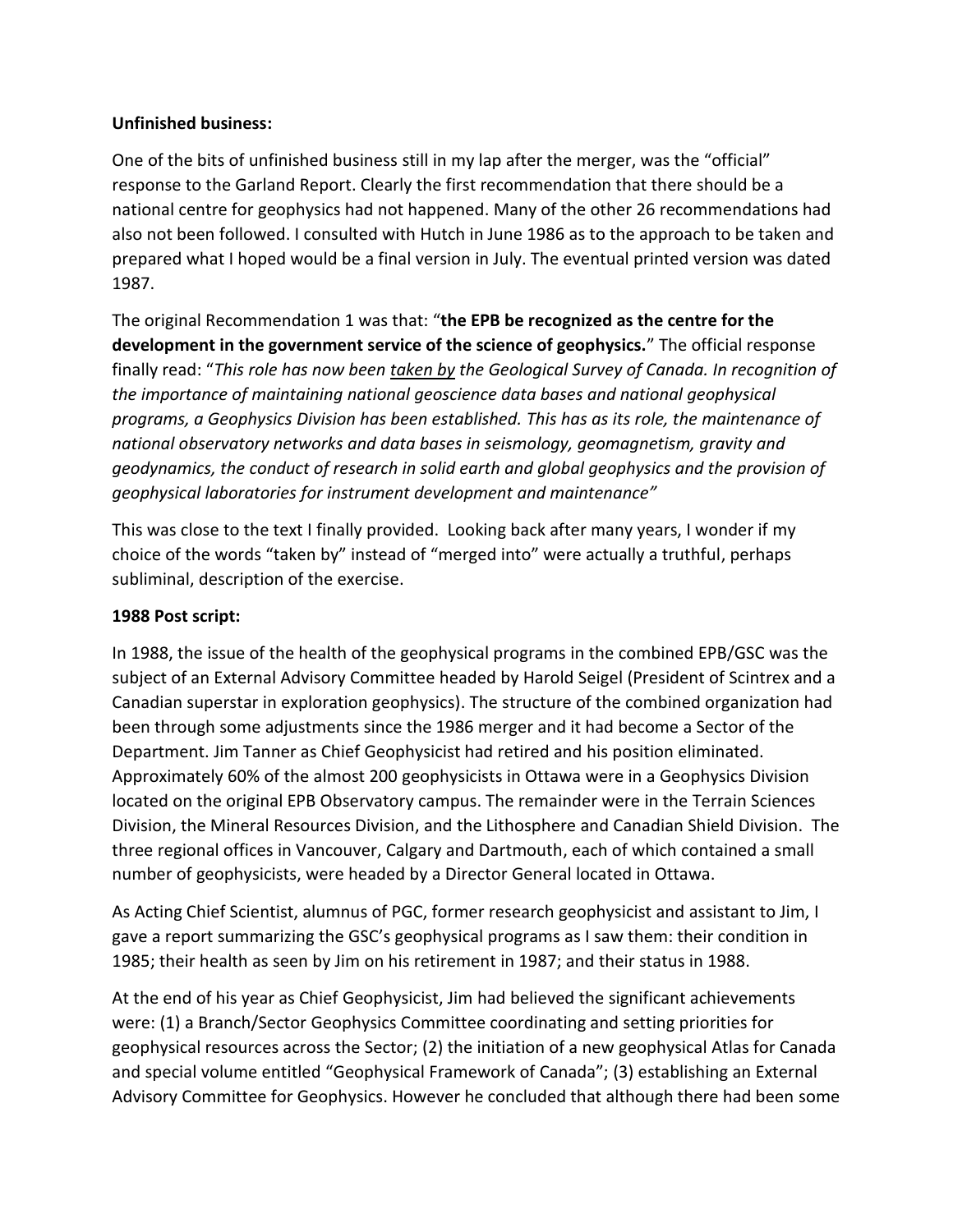**Unfinished business:**

One of the bits of unfinished business still in my lap after the merger, was the "official" response to the Garland Report. Clearly the first recommendation that there should be a national centre for geophysics had not happened. Many of the other 26 recommendations had also not been followed. I consulted with Hutch in June 1986 as to the approach to be taken and prepared what I hoped would be a final version in July. The eventual printed version was dated 1987.

The original Recommendation 1 was that: "**the EPB be recognized as the centre for the development in the government service of the science of geophysics.**" The official response finally read: "*This role has now been <u>taken by</u> the Geological Survey of Canada. In recognition of the importance of maintaining national geoscience data bases and national geophysical programs, a Geophysics Division has been established. This has as its role, the maintenance of national observatory networks and data bases in seismology, geomagnetism, gravity and geodynamics, the conduct of research in solid earth and global geophysics and the provision of geophysical laboratories for instrument development and maintenance"*

This was close to the text I finally provided. Looking back after many years, I wonder if my choice of the words "taken by" instead of "merged into" were actually a truthful, perhaps subliminal, description of the exercise.

**1988 Post script:**

In 1988, the issue of the health of the geophysical programs in the combined EPB/GSC was the subject of an External Advisory Committee headed by Harold Seigel (President of Scintrex and a Canadian superstar in exploration geophysics). The structure of the combined organization had been through some adjustments since the 1986 merger and it had become a Sector of the Department. Jim Tanner as Chief Geophysicist had retired and his position eliminated. Approximately 60% of the almost 200 geophysicists in Ottawa were in a Geophysics Division located on the original EPB Observatory campus. The remainder were in the Terrain Sciences Division, the Mineral Resources Division, and the Lithosphere and Canadian Shield Division. The three regional offices in Vancouver, Calgary and Dartmouth, each of which contained a small number of geophysicists, were headed by a Director General located in Ottawa.

As Acting Chief Scientist, alumnus of PGC, former research geophysicist and assistant to Jim, I gave a report summarizing the GSC's geophysical programs as I saw them: their condition in 1985; their health as seen by Jim on his retirement in 1987; and their status in 1988.

At the end of his year as Chief Geophysicist, Jim had believed the significant achievements were: (1) a Branch/Sector Geophysics Committee coordinating and setting priorities for geophysical resources across the Sector; (2) the initiation of a new geophysical Atlas for Canada and special volume entitled "Geophysical Framework of Canada"; (3) establishing an External Advisory Committee for Geophysics. However he concluded that although there had been some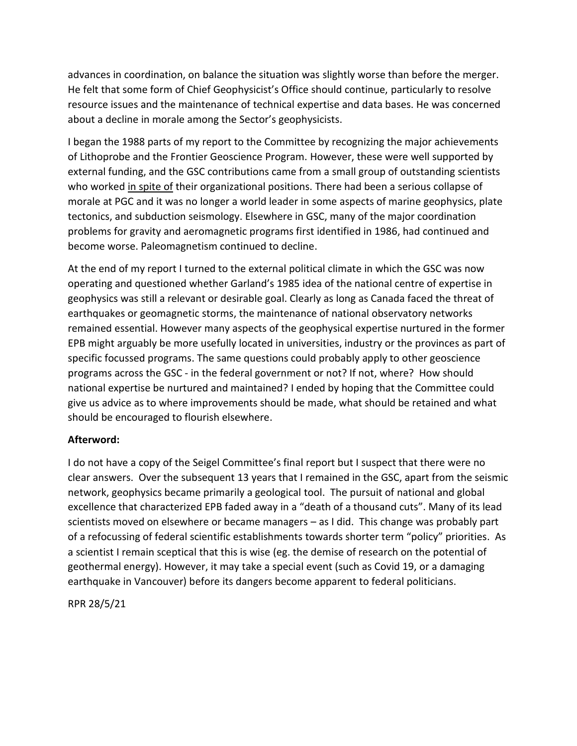advances in coordination, on balance the situation was slightly worse than before the merger. He felt that some form of Chief Geophysicist's Office should continue, particularly to resolve resource issues and the maintenance of technical expertise and data bases. He was concerned about a decline in morale among the Sector's geophysicists.

I began the 1988 parts of my report to the Committee by recognizing the major achievements of Lithoprobe and the Frontier Geoscience Program. However, these were well supported by external funding, and the GSC contributions came from a small group of outstanding scientists who worked <u>in spite of</u> their organizational positions. There had been a serious collapse of morale at PGC and it was no longer a world leader in some aspects of marine geophysics, plate tectonics, and subduction seismology. Elsewhere in GSC, many of the major coordination problems for gravity and aeromagnetic programs first identified in 1986, had continued and become worse. Paleomagnetism continued to decline.

At the end of my report I turned to the external political climate in which the GSC was now operating and questioned whether Garland's 1985 idea of the national centre of expertise in geophysics was still a relevant or desirable goal. Clearly as long as Canada faced the threat of earthquakes or geomagnetic storms, the maintenance of national observatory networks remained essential. However many aspects of the geophysical expertise nurtured in the former EPB might arguably be more usefully located in universities, industry or the provinces as part of specific focussed programs. The same questions could probably apply to other geoscience programs across the GSC - in the federal government or not? If not, where? How should national expertise be nurtured and maintained? I ended by hoping that the Committee could give us advice as to where improvements should be made, what should be retained and what should be encouraged to flourish elsewhere.

**Afterword:**

I do not have a copy of the Seigel Committee's final report but I suspect that there were no clear answers. Over the subsequent 13 years that I remained in the GSC, apart from the seismic network, geophysics became primarily a geological tool. The pursuit of national and global excellence that characterized EPB faded away in a "death of a thousand cuts". Many of its lead scientists moved on elsewhere or became managers – as I did. This change was probably part of a refocussing of federal scientific establishments towards shorter term "policy" priorities. As a scientist I remain sceptical that this is wise (eg. the demise of research on the potential of geothermal energy). However, it may take a special event (such as Covid 19, or a damaging earthquake in Vancouver) before its dangers become apparent to federal politicians.

RPR 28/5/21